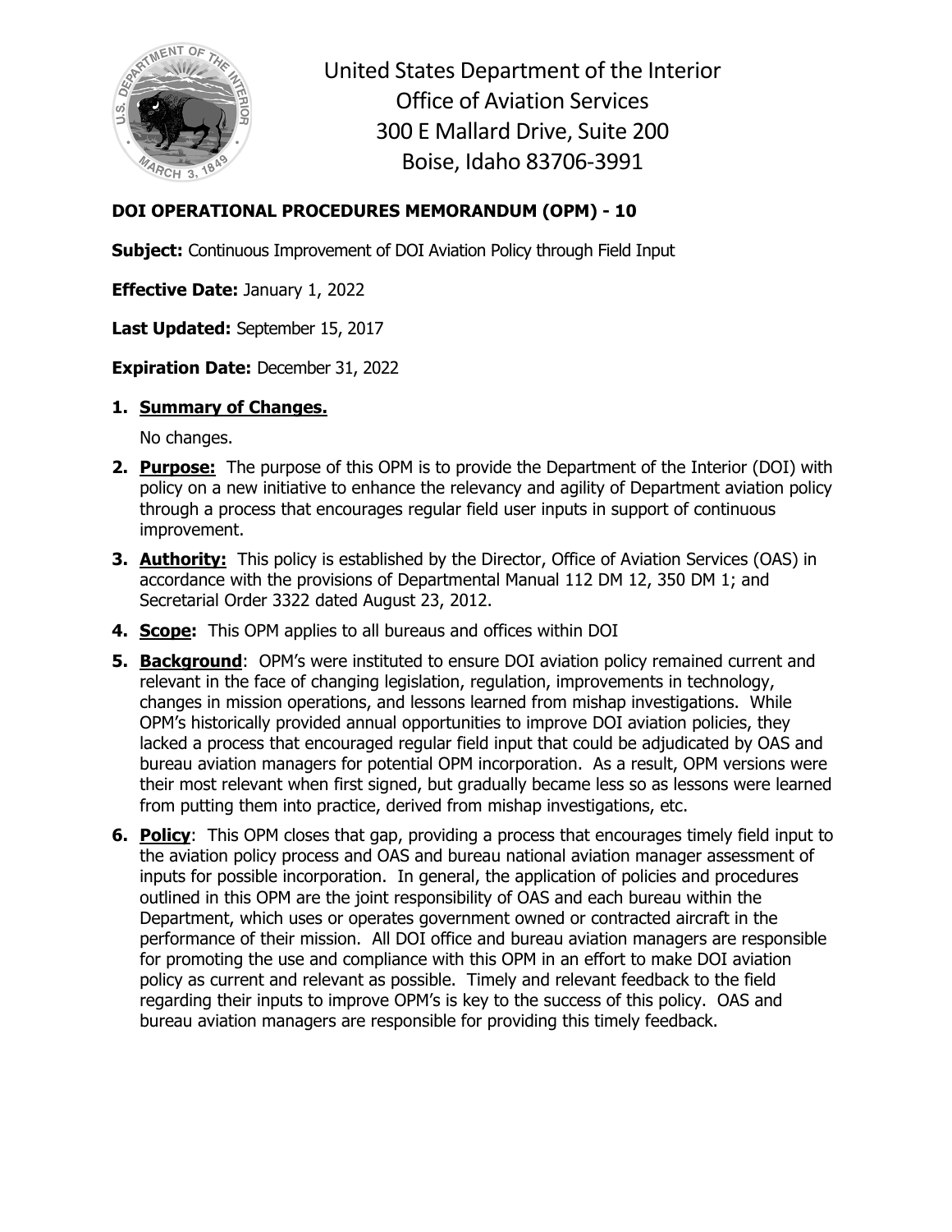United States Department of the Interior
Office of Aviation Services
300 E Mallard Drive, Suite 200
Boise, Idaho 83706-3991

**DOI OPERATIONAL PROCEDURES MEMORANDUM (OPM) - 10**

**Subject:** Continuous Improvement of DOI Aviation Policy through Field Input

**Effective Date:** January 1, 2022

**Last Updated:** September 15, 2017

**Expiration Date:** December 31, 2022

1. **Summary of Changes.**

   No changes.

2. **Purpose:** The purpose of this OPM is to provide the Department of the Interior (DOI) with policy on a new initiative to enhance the relevancy and agility of Department aviation policy through a process that encourages regular field user inputs in support of continuous improvement.

3. **Authority:** This policy is established by the Director, Office of Aviation Services (OAS) in accordance with the provisions of Departmental Manual 112 DM 12, 350 DM 1; and Secretarial Order 3322 dated August 23, 2012.

4. **Scope:** This OPM applies to all bureaus and offices within DOI

5. **Background**: OPM's were instituted to ensure DOI aviation policy remained current and relevant in the face of changing legislation, regulation, improvements in technology, changes in mission operations, and lessons learned from mishap investigations. While OPM's historically provided annual opportunities to improve DOI aviation policies, they lacked a process that encouraged regular field input that could be adjudicated by OAS and bureau aviation managers for potential OPM incorporation. As a result, OPM versions were their most relevant when first signed, but gradually became less so as lessons were learned from putting them into practice, derived from mishap investigations, etc.

6. **Policy**: This OPM closes that gap, providing a process that encourages timely field input to the aviation policy process and OAS and bureau national aviation manager assessment of inputs for possible incorporation. In general, the application of policies and procedures outlined in this OPM are the joint responsibility of OAS and each bureau within the Department, which uses or operates government owned or contracted aircraft in the performance of their mission. All DOI office and bureau aviation managers are responsible for promoting the use and compliance with this OPM in an effort to make DOI aviation policy as current and relevant as possible. Timely and relevant feedback to the field regarding their inputs to improve OPM's is key to the success of this policy. OAS and bureau aviation managers are responsible for providing this timely feedback.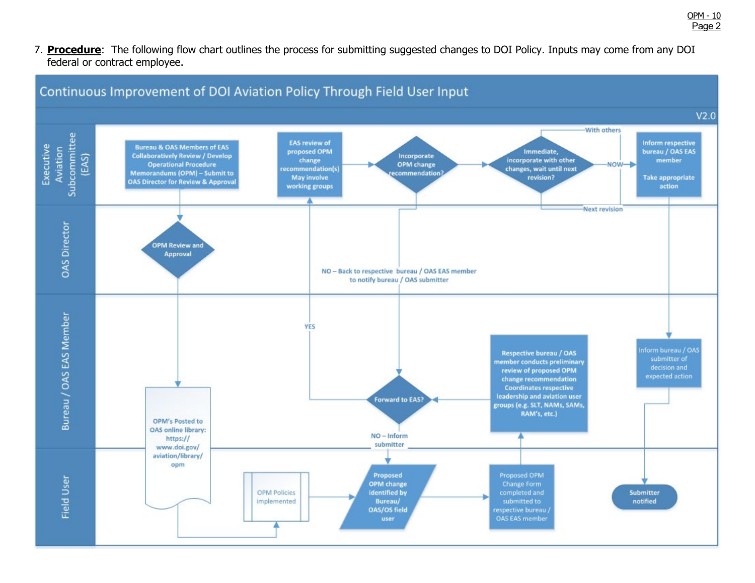7. **Procedure**: The following flow chart outlines the process for submitting suggested changes to DOI Policy. Inputs may come from any DOI federal or contract employee.

## Continuous Improvement of DOI Aviation Policy Through Field User Input

V2.0

**Executive Aviation Subcommittee (EAS)**

- Bureau & OAS Members of EAS Collaboratively Review / Develop Operational Procedure Memorandums (OPM) – Submit to OAS Director for Review & Approval
- EAS review of proposed OPM change recommendation(s) May involve working groups
- Incorporate OPM change recommendation?
- Immediate, incorporate with other changes, wait until next revision?
  - With others
  - NOW
  - Next revision
- Inform respective bureau / OAS EAS member
  Take appropriate action

**OAS Director**

- OPM Review and Approval
- NO – Back to respective bureau / OAS EAS member to notify bureau / OAS submitter

**Bureau / OAS EAS Member**

- OPM's Posted to OAS online library: https://www.doi.gov/aviation/library/opm
- YES
- Forward to EAS?
- NO – Inform submitter
- Respective bureau / OAS member conducts preliminary review of proposed OPM change recommendation Coordinates respective leadership and aviation user groups (e.g. SLT, NAMs, SAMs, RAM's, etc.)
- Inform bureau / OAS submitter of decision and expected action

**Field User**

- OPM Policies implemented
- Proposed OPM change identified by Bureau/ OAS/OS field user
- Proposed OPM Change Form completed and submitted to respective bureau / OAS EAS member
- Submitter notified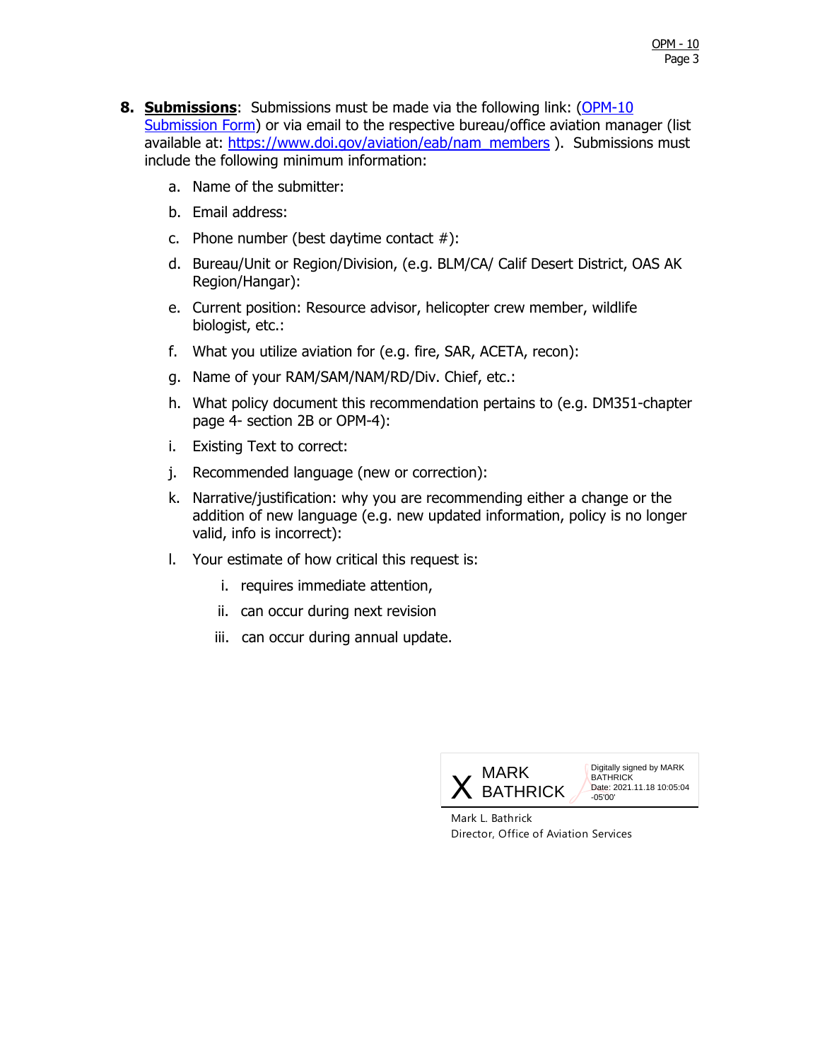8. **Submissions**: Submissions must be made via the following link: (OPM-10 Submission Form) or via email to the respective bureau/office aviation manager (list available at: https://www.doi.gov/aviation/eab/nam_members ). Submissions must include the following minimum information:

   a. Name of the submitter:

   b. Email address:

   c. Phone number (best daytime contact #):

   d. Bureau/Unit or Region/Division, (e.g. BLM/CA/ Calif Desert District, OAS AK Region/Hangar):

   e. Current position: Resource advisor, helicopter crew member, wildlife biologist, etc.:

   f. What you utilize aviation for (e.g. fire, SAR, ACETA, recon):

   g. Name of your RAM/SAM/NAM/RD/Div. Chief, etc.:

   h. What policy document this recommendation pertains to (e.g. DM351-chapter page 4- section 2B or OPM-4):

   i. Existing Text to correct:

   j. Recommended language (new or correction):

   k. Narrative/justification: why you are recommending either a change or the addition of new language (e.g. new updated information, policy is no longer valid, info is incorrect):

   l. Your estimate of how critical this request is:

      i. requires immediate attention,

      ii. can occur during next revision

      iii. can occur during annual update.

X MARK BATHRICK

Digitally signed by MARK BATHRICK
Date: 2021.11.18 10:05:04 -05'00'

Mark L. Bathrick
Director, Office of Aviation Services